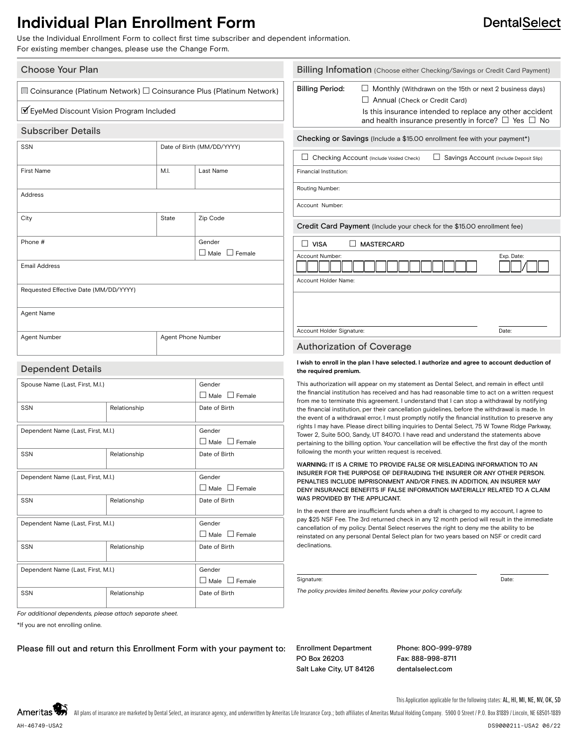# Individual Plan Enrollment Form

DentalSelect

Use the Individual Enrollment Form to collect first time subscriber and dependent information.
For existing member changes, please use the Change Form.

## Choose Your Plan

☐ Coinsurance (Platinum Network) ☐ Coinsurance Plus (Platinum Network)

☑ EyeMed Discount Vision Program Included

## Subscriber Details

| SSN | Date of Birth (MM/DD/YYYY) | |
|---|---|---|
| First Name | M.I. | Last Name |
| Address | | |
| City | State | Zip Code |
| Phone # | | Gender ☐ Male ☐ Female |
| Email Address | | |
| Requested Effective Date (MM/DD/YYYY) | | |
| Agent Name | | |
| Agent Number | Agent Phone Number | |

## Dependent Details

| Spouse Name (Last, First, M.I.) | | Gender ☐ Male ☐ Female |
|---|---|---|
| SSN | Relationship | Date of Birth |

| Dependent Name (Last, First, M.I.) | | Gender ☐ Male ☐ Female |
|---|---|---|
| SSN | Relationship | Date of Birth |

| Dependent Name (Last, First, M.I.) | | Gender ☐ Male ☐ Female |
|---|---|---|
| SSN | Relationship | Date of Birth |

| Dependent Name (Last, First, M.I.) | | Gender ☐ Male ☐ Female |
|---|---|---|
| SSN | Relationship | Date of Birth |

| Dependent Name (Last, First, M.I.) | | Gender ☐ Male ☐ Female |
|---|---|---|
| SSN | Relationship | Date of Birth |

*For additional dependents, please attach separate sheet.*

*If you are not enrolling online.

## Billing Infomation (Choose either Checking/Savings or Credit Card Payment)

Billing Period: ☐ Monthly (Withdrawn on the 15th or next 2 business days)
☐ Annual (Check or Credit Card)

Is this insurance intended to replace any other accident and health insurance presently in force? ☐ Yes ☐ No

## Checking or Savings (Include a $15.00 enrollment fee with your payment*)

☐ Checking Account (Include Voided Check) ☐ Savings Account (Include Deposit Slip)

Financial Institution:

Routing Number:

Account Number:

## Credit Card Payment (Include your check for the $15.00 enrollment fee)

☐ VISA ☐ MASTERCARD

Account Number: Exp. Date: /

Account Holder Name:

Account Holder Signature: Date:

## Authorization of Coverage

**I wish to enroll in the plan I have selected. I authorize and agree to account deduction of the required premium.**

This authorization will appear on my statement as Dental Select, and remain in effect until the financial institution has received and has had reasonable time to act on a written request from me to terminate this agreement. I understand that I can stop a withdrawal by notifying the financial institution, per their cancellation guidelines, before the withdrawal is made. In the event of a withdrawal error, I must promptly notify the financial institution to preserve any rights I may have. Please direct billing inquiries to Dental Select, 75 W Towne Ridge Parkway, Tower 2, Suite 500, Sandy, UT 84070. I have read and understand the statements above pertaining to the billing option. Your cancellation will be effective the first day of the month following the month your written request is received.

WARNING: IT IS A CRIME TO PROVIDE FALSE OR MISLEADING INFORMATION TO AN INSURER FOR THE PURPOSE OF DEFRAUDING THE INSURER OR ANY OTHER PERSON. PENALTIES INCLUDE IMPRISONMENT AND/OR FINES. IN ADDITION, AN INSURER MAY DENY INSURANCE BENEFITS IF FALSE INFORMATION MATERIALLY RELATED TO A CLAIM WAS PROVIDED BY THE APPLICANT.

In the event there are insufficient funds when a draft is charged to my account, I agree to pay $25 NSF Fee. The 3rd returned check in any 12 month period will result in the immediate cancellation of my policy. Dental Select reserves the right to deny me the ability to be reinstated on any personal Dental Select plan for two years based on NSF or credit card declinations.

Signature: Date:

*The policy provides limited benefits. Review your policy carefully.*

Please fill out and return this Enrollment Form with your payment to:

Enrollment Department
PO Box 26203
Salt Lake City, UT 84126

Phone: 800-999-9789
Fax: 888-998-8711
dentalselect.com

This Application applicable for the following states: AL, HI, MI, NE, NV, OK, SD

Ameritas — All plans of insurance are marketed by Dental Select, an insurance agency, and underwritten by Ameritas Life Insurance Corp.; both affiliates of Ameritas Mutual Holding Company. 5900 O Street / P.O. Box 81889 / Lincoln, NE 68501-1889

AH-46749-USA2 DS9000211-USA2 06/22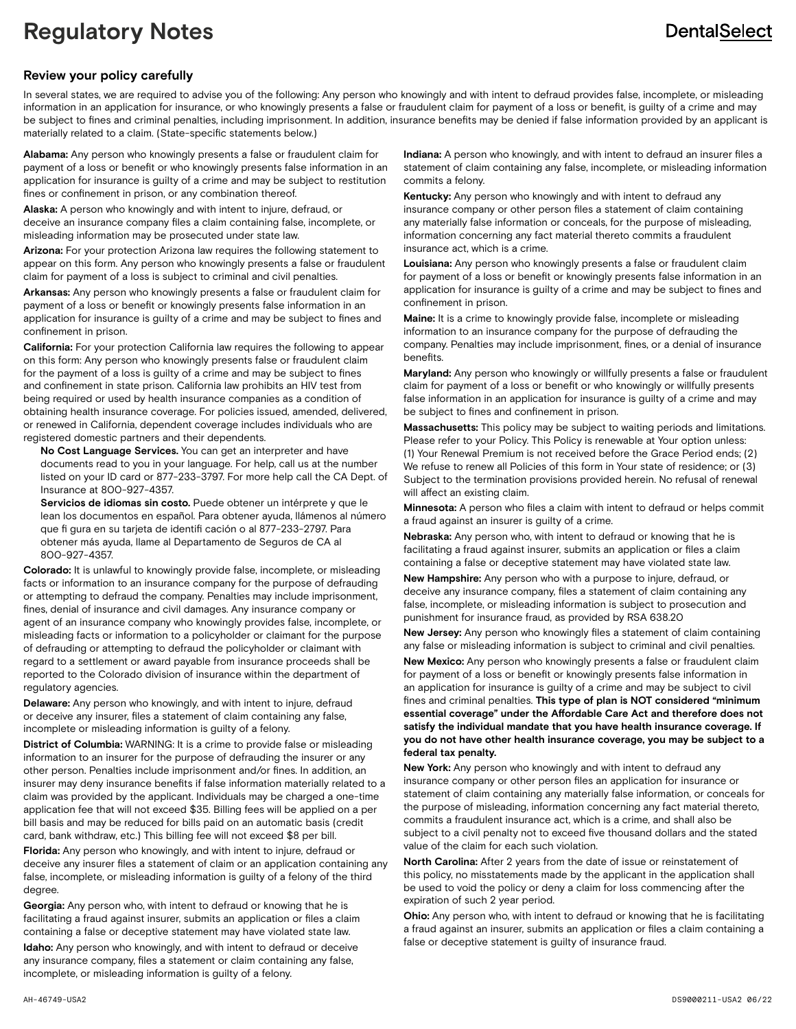# Regulatory Notes

## Review your policy carefully

In several states, we are required to advise you of the following: Any person who knowingly and with intent to defraud provides false, incomplete, or misleading information in an application for insurance, or who knowingly presents a false or fraudulent claim for payment of a loss or benefit, is guilty of a crime and may be subject to fines and criminal penalties, including imprisonment. In addition, insurance benefits may be denied if false information provided by an applicant is materially related to a claim. (State-specific statements below.)

**Alabama:** Any person who knowingly presents a false or fraudulent claim for payment of a loss or benefit or who knowingly presents false information in an application for insurance is guilty of a crime and may be subject to restitution fines or confinement in prison, or any combination thereof.

**Alaska:** A person who knowingly and with intent to injure, defraud, or deceive an insurance company files a claim containing false, incomplete, or misleading information may be prosecuted under state law.

**Arizona:** For your protection Arizona law requires the following statement to appear on this form. Any person who knowingly presents a false or fraudulent claim for payment of a loss is subject to criminal and civil penalties.

**Arkansas:** Any person who knowingly presents a false or fraudulent claim for payment of a loss or benefit or knowingly presents false information in an application for insurance is guilty of a crime and may be subject to fines and confinement in prison.

**California:** For your protection California law requires the following to appear on this form: Any person who knowingly presents false or fraudulent claim for the payment of a loss is guilty of a crime and may be subject to fines and confinement in state prison. California law prohibits an HIV test from being required or used by health insurance companies as a condition of obtaining health insurance coverage. For policies issued, amended, delivered, or renewed in California, dependent coverage includes individuals who are registered domestic partners and their dependents.

**No Cost Language Services.** You can get an interpreter and have documents read to you in your language. For help, call us at the number listed on your ID card or 877-233-3797. For more help call the CA Dept. of Insurance at 800-927-4357.

**Servicios de idiomas sin costo.** Puede obtener un intérprete y que le lean los documentos en español. Para obtener ayuda, llámenos al número que fi gura en su tarjeta de identifi cación o al 877-233-2797. Para obtener más ayuda, llame al Departamento de Seguros de CA al 800-927-4357.

**Colorado:** It is unlawful to knowingly provide false, incomplete, or misleading facts or information to an insurance company for the purpose of defrauding or attempting to defraud the company. Penalties may include imprisonment, fines, denial of insurance and civil damages. Any insurance company or agent of an insurance company who knowingly provides false, incomplete, or misleading facts or information to a policyholder or claimant for the purpose of defrauding or attempting to defraud the policyholder or claimant with regard to a settlement or award payable from insurance proceeds shall be reported to the Colorado division of insurance within the department of regulatory agencies.

**Delaware:** Any person who knowingly, and with intent to injure, defraud or deceive any insurer, files a statement of claim containing any false, incomplete or misleading information is guilty of a felony.

**District of Columbia:** WARNING: It is a crime to provide false or misleading information to an insurer for the purpose of defrauding the insurer or any other person. Penalties include imprisonment and/or fines. In addition, an insurer may deny insurance benefits if false information materially related to a claim was provided by the applicant. Individuals may be charged a one-time application fee that will not exceed $35. Billing fees will be applied on a per bill basis and may be reduced for bills paid on an automatic basis (credit card, bank withdraw, etc.) This billing fee will not exceed $8 per bill.

**Florida:** Any person who knowingly, and with intent to injure, defraud or deceive any insurer files a statement of claim or an application containing any false, incomplete, or misleading information is guilty of a felony of the third degree.

**Georgia:** Any person who, with intent to defraud or knowing that he is facilitating a fraud against insurer, submits an application or files a claim containing a false or deceptive statement may have violated state law.

**Idaho:** Any person who knowingly, and with intent to defraud or deceive any insurance company, files a statement or claim containing any false, incomplete, or misleading information is guilty of a felony.

**Indiana:** A person who knowingly, and with intent to defraud an insurer files a statement of claim containing any false, incomplete, or misleading information commits a felony.

**Kentucky:** Any person who knowingly and with intent to defraud any insurance company or other person files a statement of claim containing any materially false information or conceals, for the purpose of misleading, information concerning any fact material thereto commits a fraudulent insurance act, which is a crime.

**Louisiana:** Any person who knowingly presents a false or fraudulent claim for payment of a loss or benefit or knowingly presents false information in an application for insurance is guilty of a crime and may be subject to fines and confinement in prison.

**Maine:** It is a crime to knowingly provide false, incomplete or misleading information to an insurance company for the purpose of defrauding the company. Penalties may include imprisonment, fines, or a denial of insurance benefits.

**Maryland:** Any person who knowingly or willfully presents a false or fraudulent claim for payment of a loss or benefit or who knowingly or willfully presents false information in an application for insurance is guilty of a crime and may be subject to fines and confinement in prison.

**Massachusetts:** This policy may be subject to waiting periods and limitations. Please refer to your Policy. This Policy is renewable at Your option unless: (1) Your Renewal Premium is not received before the Grace Period ends; (2) We refuse to renew all Policies of this form in Your state of residence; or (3) Subject to the termination provisions provided herein. No refusal of renewal will affect an existing claim.

**Minnesota:** A person who files a claim with intent to defraud or helps commit a fraud against an insurer is guilty of a crime.

**Nebraska:** Any person who, with intent to defraud or knowing that he is facilitating a fraud against insurer, submits an application or files a claim containing a false or deceptive statement may have violated state law.

**New Hampshire:** Any person who with a purpose to injure, defraud, or deceive any insurance company, files a statement of claim containing any false, incomplete, or misleading information is subject to prosecution and punishment for insurance fraud, as provided by RSA 638.20

**New Jersey:** Any person who knowingly files a statement of claim containing any false or misleading information is subject to criminal and civil penalties.

**New Mexico:** Any person who knowingly presents a false or fraudulent claim for payment of a loss or benefit or knowingly presents false information in an application for insurance is guilty of a crime and may be subject to civil fines and criminal penalties. **This type of plan is NOT considered "minimum essential coverage" under the Affordable Care Act and therefore does not satisfy the individual mandate that you have health insurance coverage. If you do not have other health insurance coverage, you may be subject to a federal tax penalty.**

**New York:** Any person who knowingly and with intent to defraud any insurance company or other person files an application for insurance or statement of claim containing any materially false information, or conceals for the purpose of misleading, information concerning any fact material thereto, commits a fraudulent insurance act, which is a crime, and shall also be subject to a civil penalty not to exceed five thousand dollars and the stated value of the claim for each such violation.

**North Carolina:** After 2 years from the date of issue or reinstatement of this policy, no misstatements made by the applicant in the application shall be used to void the policy or deny a claim for loss commencing after the expiration of such 2 year period.

**Ohio:** Any person who, with intent to defraud or knowing that he is facilitating a fraud against an insurer, submits an application or files a claim containing a false or deceptive statement is guilty of insurance fraud.

AH-46749-USA2

DS9000211-USA2 06/22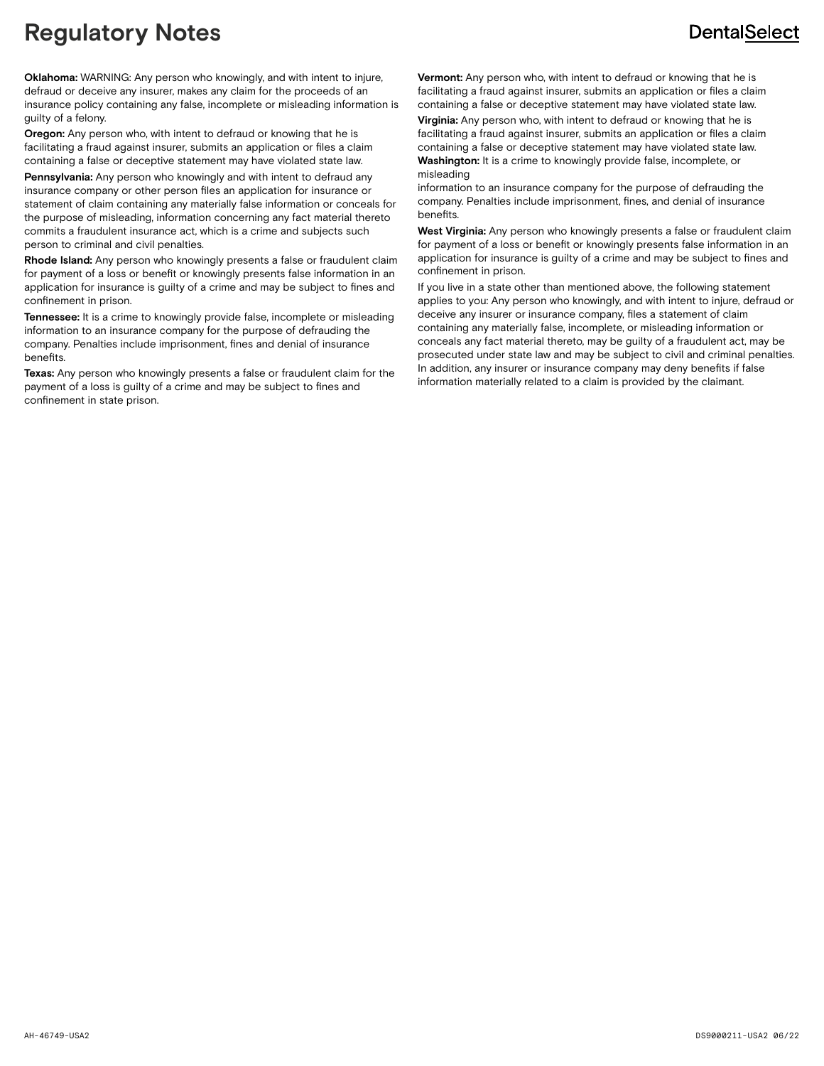# Regulatory Notes

**Oklahoma:** WARNING: Any person who knowingly, and with intent to injure, defraud or deceive any insurer, makes any claim for the proceeds of an insurance policy containing any false, incomplete or misleading information is guilty of a felony.

**Oregon:** Any person who, with intent to defraud or knowing that he is facilitating a fraud against insurer, submits an application or files a claim containing a false or deceptive statement may have violated state law.

**Pennsylvania:** Any person who knowingly and with intent to defraud any insurance company or other person files an application for insurance or statement of claim containing any materially false information or conceals for the purpose of misleading, information concerning any fact material thereto commits a fraudulent insurance act, which is a crime and subjects such person to criminal and civil penalties.

**Rhode Island:** Any person who knowingly presents a false or fraudulent claim for payment of a loss or benefit or knowingly presents false information in an application for insurance is guilty of a crime and may be subject to fines and confinement in prison.

**Tennessee:** It is a crime to knowingly provide false, incomplete or misleading information to an insurance company for the purpose of defrauding the company. Penalties include imprisonment, fines and denial of insurance benefits.

**Texas:** Any person who knowingly presents a false or fraudulent claim for the payment of a loss is guilty of a crime and may be subject to fines and confinement in state prison.

**Vermont:** Any person who, with intent to defraud or knowing that he is facilitating a fraud against insurer, submits an application or files a claim containing a false or deceptive statement may have violated state law.

**Virginia:** Any person who, with intent to defraud or knowing that he is facilitating a fraud against insurer, submits an application or files a claim containing a false or deceptive statement may have violated state law.

**Washington:** It is a crime to knowingly provide false, incomplete, or misleading information to an insurance company for the purpose of defrauding the company. Penalties include imprisonment, fines, and denial of insurance benefits.

**West Virginia:** Any person who knowingly presents a false or fraudulent claim for payment of a loss or benefit or knowingly presents false information in an application for insurance is guilty of a crime and may be subject to fines and confinement in prison.

If you live in a state other than mentioned above, the following statement applies to you: Any person who knowingly, and with intent to injure, defraud or deceive any insurer or insurance company, files a statement of claim containing any materially false, incomplete, or misleading information or conceals any fact material thereto, may be guilty of a fraudulent act, may be prosecuted under state law and may be subject to civil and criminal penalties. In addition, any insurer or insurance company may deny benefits if false information materially related to a claim is provided by the claimant.

AH-46749-USA2

DS9000211-USA2 06/22